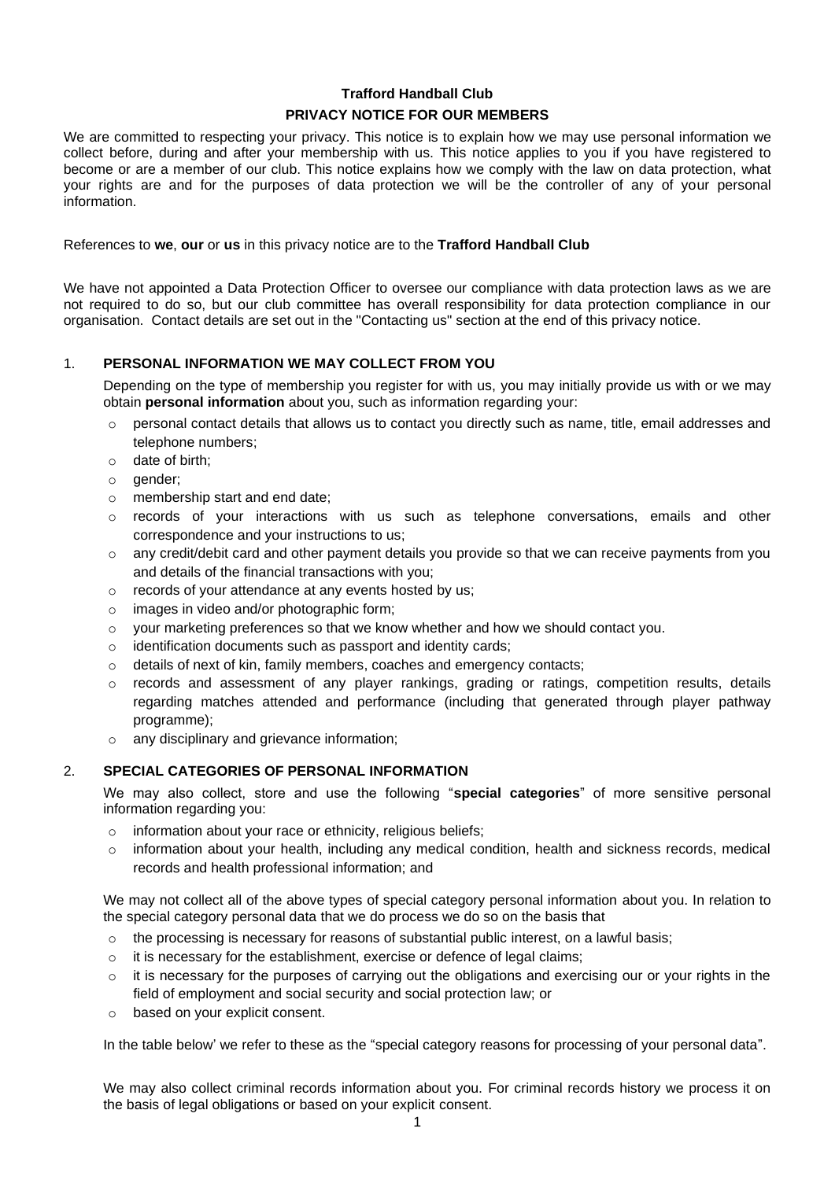**Trafford Handball Club**

**PRIVACY NOTICE FOR OUR MEMBERS**

We are committed to respecting your privacy. This notice is to explain how we may use personal information we collect before, during and after your membership with us. This notice applies to you if you have registered to become or are a member of our club. This notice explains how we comply with the law on data protection, what your rights are and for the purposes of data protection we will be the controller of any of your personal information.

References to **we**, **our** or **us** in this privacy notice are to the **Trafford Handball Club**

We have not appointed a Data Protection Officer to oversee our compliance with data protection laws as we are not required to do so, but our club committee has overall responsibility for data protection compliance in our organisation. Contact details are set out in the "Contacting us" section at the end of this privacy notice.

## 1. PERSONAL INFORMATION WE MAY COLLECT FROM YOU

Depending on the type of membership you register for with us, you may initially provide us with or we may obtain **personal information** about you, such as information regarding your:

- personal contact details that allows us to contact you directly such as name, title, email addresses and telephone numbers;
- date of birth;
- gender;
- membership start and end date;
- records of your interactions with us such as telephone conversations, emails and other correspondence and your instructions to us;
- any credit/debit card and other payment details you provide so that we can receive payments from you and details of the financial transactions with you;
- records of your attendance at any events hosted by us;
- images in video and/or photographic form;
- your marketing preferences so that we know whether and how we should contact you.
- identification documents such as passport and identity cards;
- details of next of kin, family members, coaches and emergency contacts;
- records and assessment of any player rankings, grading or ratings, competition results, details regarding matches attended and performance (including that generated through player pathway programme);
- any disciplinary and grievance information;

## 2. SPECIAL CATEGORIES OF PERSONAL INFORMATION

We may also collect, store and use the following "**special categories**" of more sensitive personal information regarding you:

- information about your race or ethnicity, religious beliefs;
- information about your health, including any medical condition, health and sickness records, medical records and health professional information; and

We may not collect all of the above types of special category personal information about you. In relation to the special category personal data that we do process we do so on the basis that

- the processing is necessary for reasons of substantial public interest, on a lawful basis;
- it is necessary for the establishment, exercise or defence of legal claims;
- it is necessary for the purposes of carrying out the obligations and exercising our or your rights in the field of employment and social security and social protection law; or
- based on your explicit consent.

In the table below' we refer to these as the "special category reasons for processing of your personal data".

We may also collect criminal records information about you. For criminal records history we process it on the basis of legal obligations or based on your explicit consent.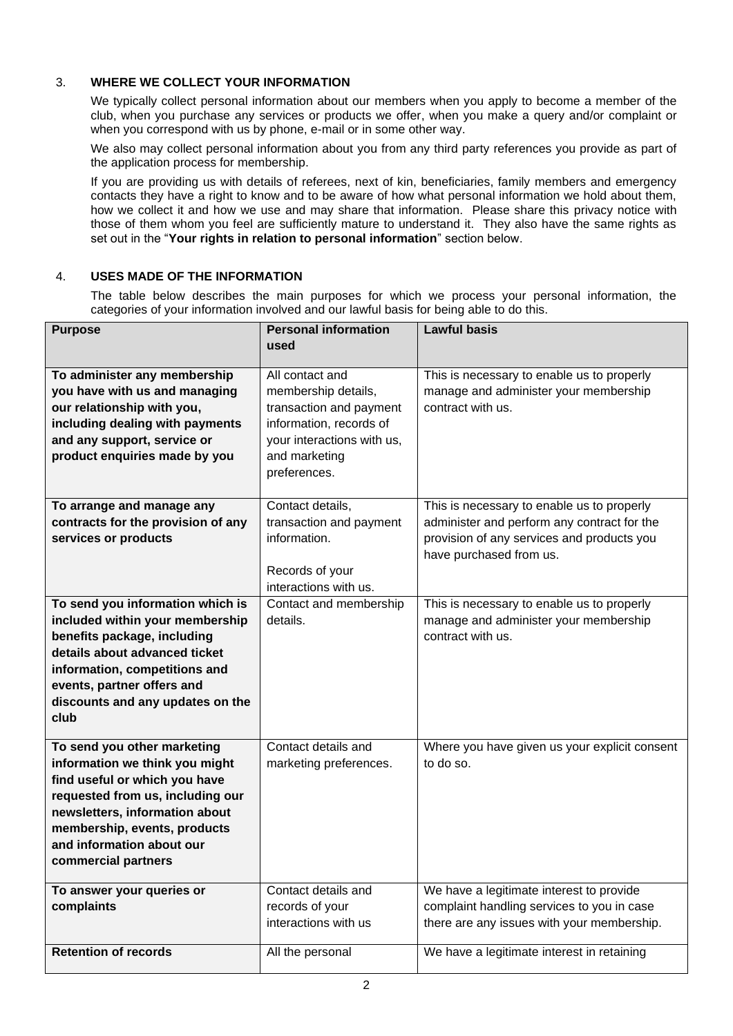## 3. WHERE WE COLLECT YOUR INFORMATION

We typically collect personal information about our members when you apply to become a member of the club, when you purchase any services or products we offer, when you make a query and/or complaint or when you correspond with us by phone, e-mail or in some other way.

We also may collect personal information about you from any third party references you provide as part of the application process for membership.

If you are providing us with details of referees, next of kin, beneficiaries, family members and emergency contacts they have a right to know and to be aware of how what personal information we hold about them, how we collect it and how we use and may share that information. Please share this privacy notice with those of them whom you feel are sufficiently mature to understand it. They also have the same rights as set out in the "**Your rights in relation to personal information**" section below.

## 4. USES MADE OF THE INFORMATION

The table below describes the main purposes for which we process your personal information, the categories of your information involved and our lawful basis for being able to do this.

| Purpose | Personal information used | Lawful basis |
|---|---|---|
| **To administer any membership you have with us and managing our relationship with you, including dealing with payments and any support, service or product enquiries made by you** | All contact and membership details, transaction and payment information, records of your interactions with us, and marketing preferences. | This is necessary to enable us to properly manage and administer your membership contract with us. |
| **To arrange and manage any contracts for the provision of any services or products** | Contact details, transaction and payment information. Records of your interactions with us. | This is necessary to enable us to properly administer and perform any contract for the provision of any services and products you have purchased from us. |
| **To send you information which is included within your membership benefits package, including details about advanced ticket information, competitions and events, partner offers and discounts and any updates on the club** | Contact and membership details. | This is necessary to enable us to properly manage and administer your membership contract with us. |
| **To send you other marketing information we think you might find useful or which you have requested from us, including our newsletters, information about membership, events, products and information about our commercial partners** | Contact details and marketing preferences. | Where you have given us your explicit consent to do so. |
| **To answer your queries or complaints** | Contact details and records of your interactions with us | We have a legitimate interest to provide complaint handling services to you in case there are any issues with your membership. |
| **Retention of records** | All the personal | We have a legitimate interest in retaining |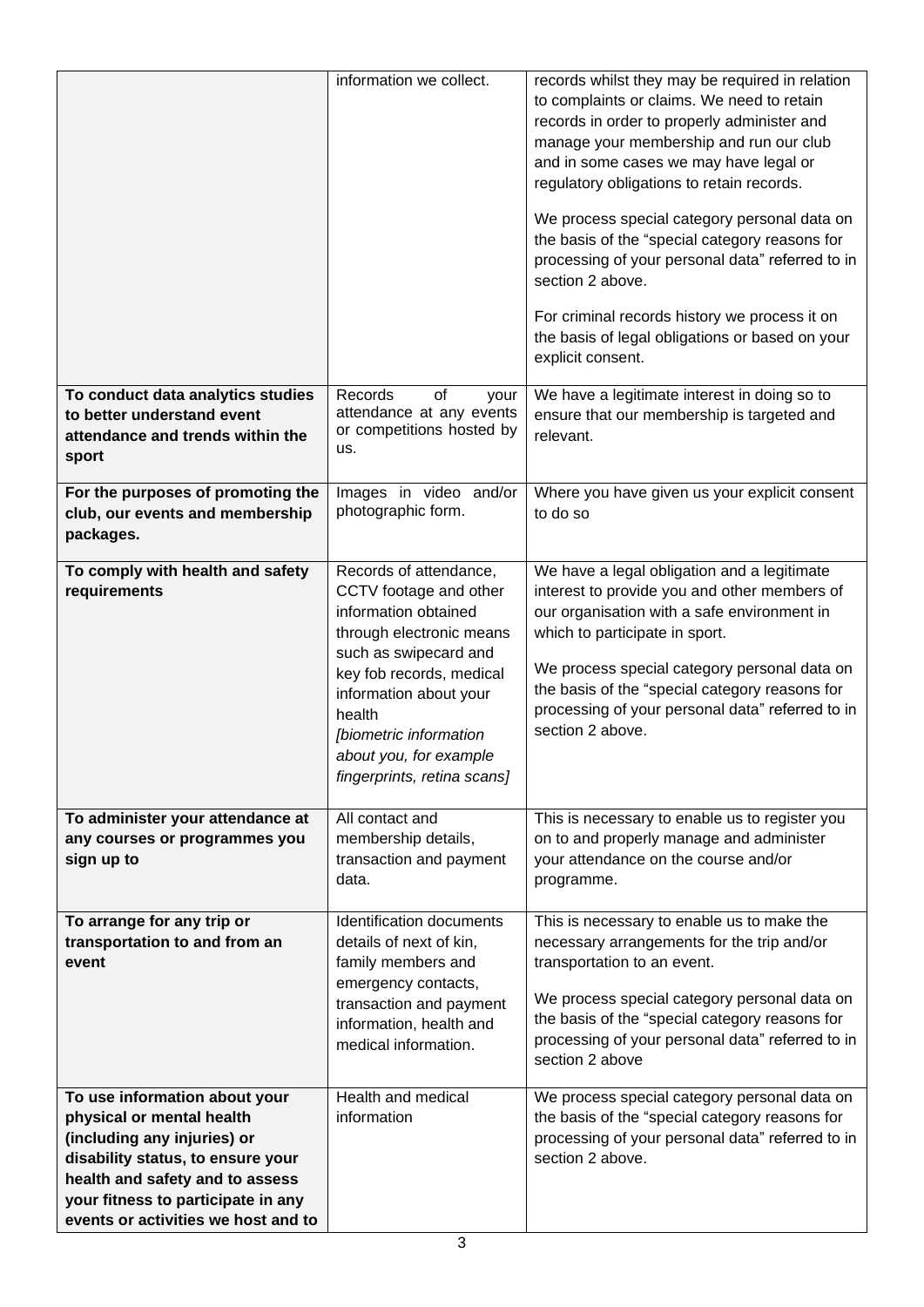| | | |
|---|---|---|
| | information we collect. | records whilst they may be required in relation to complaints or claims. We need to retain records in order to properly administer and manage your membership and run our club and in some cases we may have legal or regulatory obligations to retain records.<br><br>We process special category personal data on the basis of the "special category reasons for processing of your personal data" referred to in section 2 above.<br><br>For criminal records history we process it on the basis of legal obligations or based on your explicit consent. |
| **To conduct data analytics studies to better understand event attendance and trends within the sport** | Records of your attendance at any events or competitions hosted by us. | We have a legitimate interest in doing so to ensure that our membership is targeted and relevant. |
| **For the purposes of promoting the club, our events and membership packages.** | Images in video and/or photographic form. | Where you have given us your explicit consent to do so |
| **To comply with health and safety requirements** | Records of attendance, CCTV footage and other information obtained through electronic means such as swipecard and key fob records, medical information about your health *[biometric information about you, for example fingerprints, retina scans]* | We have a legal obligation and a legitimate interest to provide you and other members of our organisation with a safe environment in which to participate in sport.<br><br>We process special category personal data on the basis of the "special category reasons for processing of your personal data" referred to in section 2 above. |
| **To administer your attendance at any courses or programmes you sign up to** | All contact and membership details, transaction and payment data. | This is necessary to enable us to register you on to and properly manage and administer your attendance on the course and/or programme. |
| **To arrange for any trip or transportation to and from an event** | Identification documents details of next of kin, family members and emergency contacts, transaction and payment information, health and medical information. | This is necessary to enable us to make the necessary arrangements for the trip and/or transportation to an event.<br><br>We process special category personal data on the basis of the "special category reasons for processing of your personal data" referred to in section 2 above |
| **To use information about your physical or mental health (including any injuries) or disability status, to ensure your health and safety and to assess your fitness to participate in any events or activities we host and to** | Health and medical information | We process special category personal data on the basis of the "special category reasons for processing of your personal data" referred to in section 2 above. |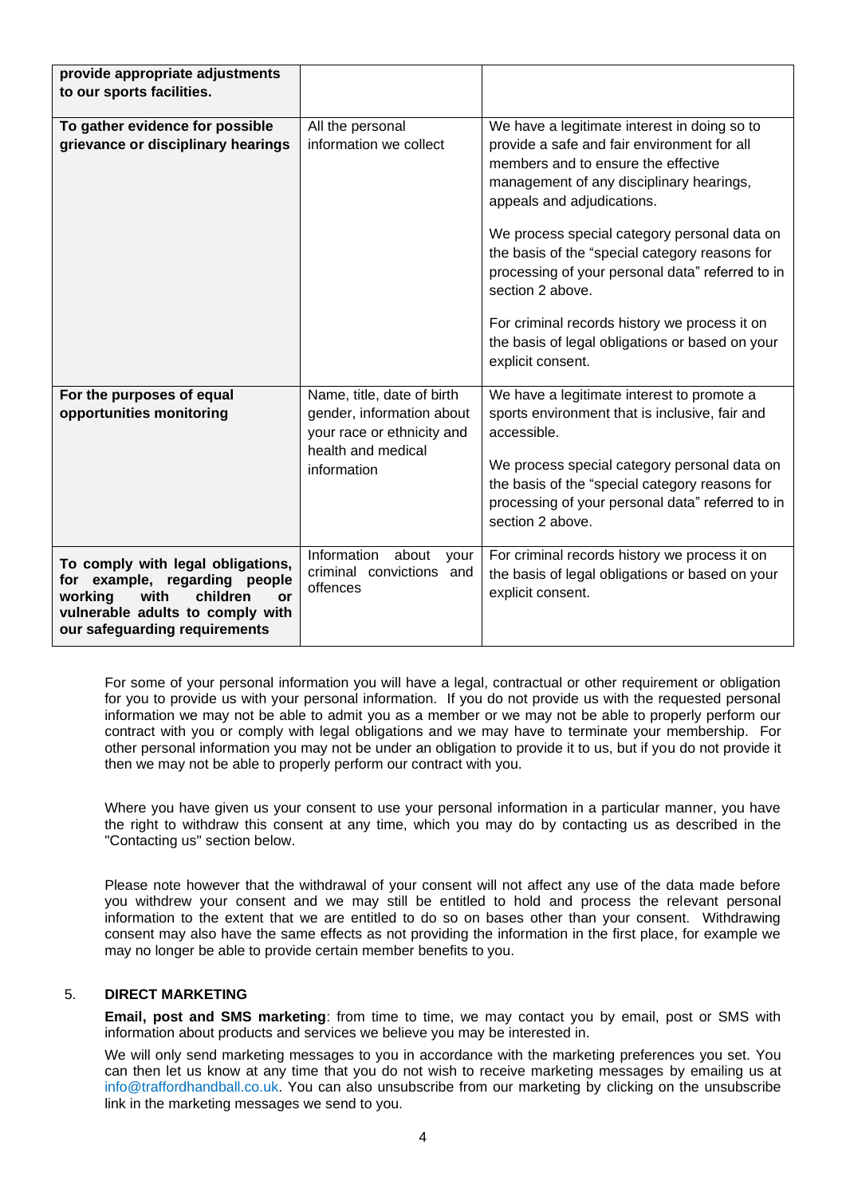| | | |
|---|---|---|
| **provide appropriate adjustments to our sports facilities.** | | |
| **To gather evidence for possible grievance or disciplinary hearings** | All the personal information we collect | We have a legitimate interest in doing so to provide a safe and fair environment for all members and to ensure the effective management of any disciplinary hearings, appeals and adjudications.<br><br>We process special category personal data on the basis of the "special category reasons for processing of your personal data" referred to in section 2 above.<br><br>For criminal records history we process it on the basis of legal obligations or based on your explicit consent. |
| **For the purposes of equal opportunities monitoring** | Name, title, date of birth gender, information about your race or ethnicity and health and medical information | We have a legitimate interest to promote a sports environment that is inclusive, fair and accessible.<br><br>We process special category personal data on the basis of the "special category reasons for processing of your personal data" referred to in section 2 above. |
| **To comply with legal obligations, for example, regarding people working with children or vulnerable adults to comply with our safeguarding requirements** | Information about your criminal convictions and offences | For criminal records history we process it on the basis of legal obligations or based on your explicit consent. |

For some of your personal information you will have a legal, contractual or other requirement or obligation for you to provide us with your personal information. If you do not provide us with the requested personal information we may not be able to admit you as a member or we may not be able to properly perform our contract with you or comply with legal obligations and we may have to terminate your membership. For other personal information you may not be under an obligation to provide it to us, but if you do not provide it then we may not be able to properly perform our contract with you.

Where you have given us your consent to use your personal information in a particular manner, you have the right to withdraw this consent at any time, which you may do by contacting us as described in the "Contacting us" section below.

Please note however that the withdrawal of your consent will not affect any use of the data made before you withdrew your consent and we may still be entitled to hold and process the relevant personal information to the extent that we are entitled to do so on bases other than your consent. Withdrawing consent may also have the same effects as not providing the information in the first place, for example we may no longer be able to provide certain member benefits to you.

## 5. DIRECT MARKETING

**Email, post and SMS marketing**: from time to time, we may contact you by email, post or SMS with information about products and services we believe you may be interested in.

We will only send marketing messages to you in accordance with the marketing preferences you set. You can then let us know at any time that you do not wish to receive marketing messages by emailing us at info@traffordhandball.co.uk. You can also unsubscribe from our marketing by clicking on the unsubscribe link in the marketing messages we send to you.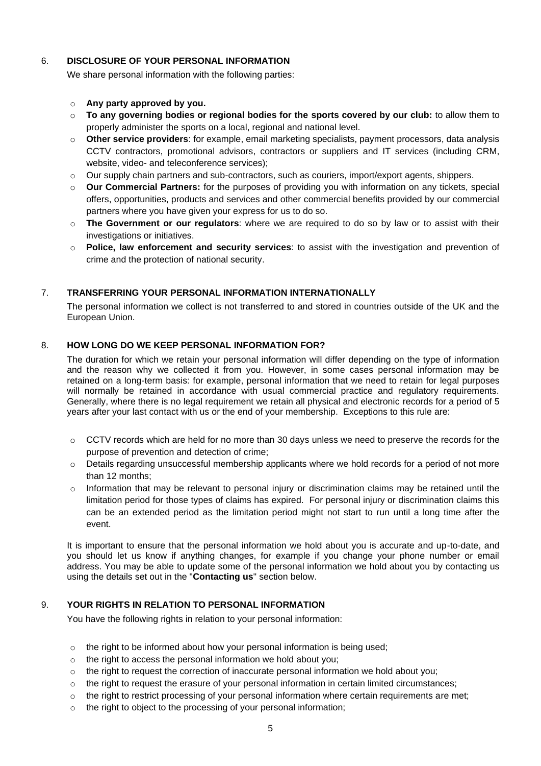## 6. DISCLOSURE OF YOUR PERSONAL INFORMATION

We share personal information with the following parties:

- **Any party approved by you.**
- **To any governing bodies or regional bodies for the sports covered by our club:** to allow them to properly administer the sports on a local, regional and national level.
- **Other service providers**: for example, email marketing specialists, payment processors, data analysis CCTV contractors, promotional advisors, contractors or suppliers and IT services (including CRM, website, video- and teleconference services);
- Our supply chain partners and sub-contractors, such as couriers, import/export agents, shippers.
- **Our Commercial Partners:** for the purposes of providing you with information on any tickets, special offers, opportunities, products and services and other commercial benefits provided by our commercial partners where you have given your express for us to do so.
- **The Government or our regulators**: where we are required to do so by law or to assist with their investigations or initiatives.
- **Police, law enforcement and security services**: to assist with the investigation and prevention of crime and the protection of national security.

## 7. TRANSFERRING YOUR PERSONAL INFORMATION INTERNATIONALLY

The personal information we collect is not transferred to and stored in countries outside of the UK and the European Union.

## 8. HOW LONG DO WE KEEP PERSONAL INFORMATION FOR?

The duration for which we retain your personal information will differ depending on the type of information and the reason why we collected it from you. However, in some cases personal information may be retained on a long-term basis: for example, personal information that we need to retain for legal purposes will normally be retained in accordance with usual commercial practice and regulatory requirements. Generally, where there is no legal requirement we retain all physical and electronic records for a period of 5 years after your last contact with us or the end of your membership. Exceptions to this rule are:

- CCTV records which are held for no more than 30 days unless we need to preserve the records for the purpose of prevention and detection of crime;
- Details regarding unsuccessful membership applicants where we hold records for a period of not more than 12 months;
- Information that may be relevant to personal injury or discrimination claims may be retained until the limitation period for those types of claims has expired. For personal injury or discrimination claims this can be an extended period as the limitation period might not start to run until a long time after the event.

It is important to ensure that the personal information we hold about you is accurate and up-to-date, and you should let us know if anything changes, for example if you change your phone number or email address. You may be able to update some of the personal information we hold about you by contacting us using the details set out in the "**Contacting us**" section below.

## 9. YOUR RIGHTS IN RELATION TO PERSONAL INFORMATION

You have the following rights in relation to your personal information:

- the right to be informed about how your personal information is being used;
- the right to access the personal information we hold about you;
- the right to request the correction of inaccurate personal information we hold about you;
- the right to request the erasure of your personal information in certain limited circumstances;
- the right to restrict processing of your personal information where certain requirements are met;
- the right to object to the processing of your personal information;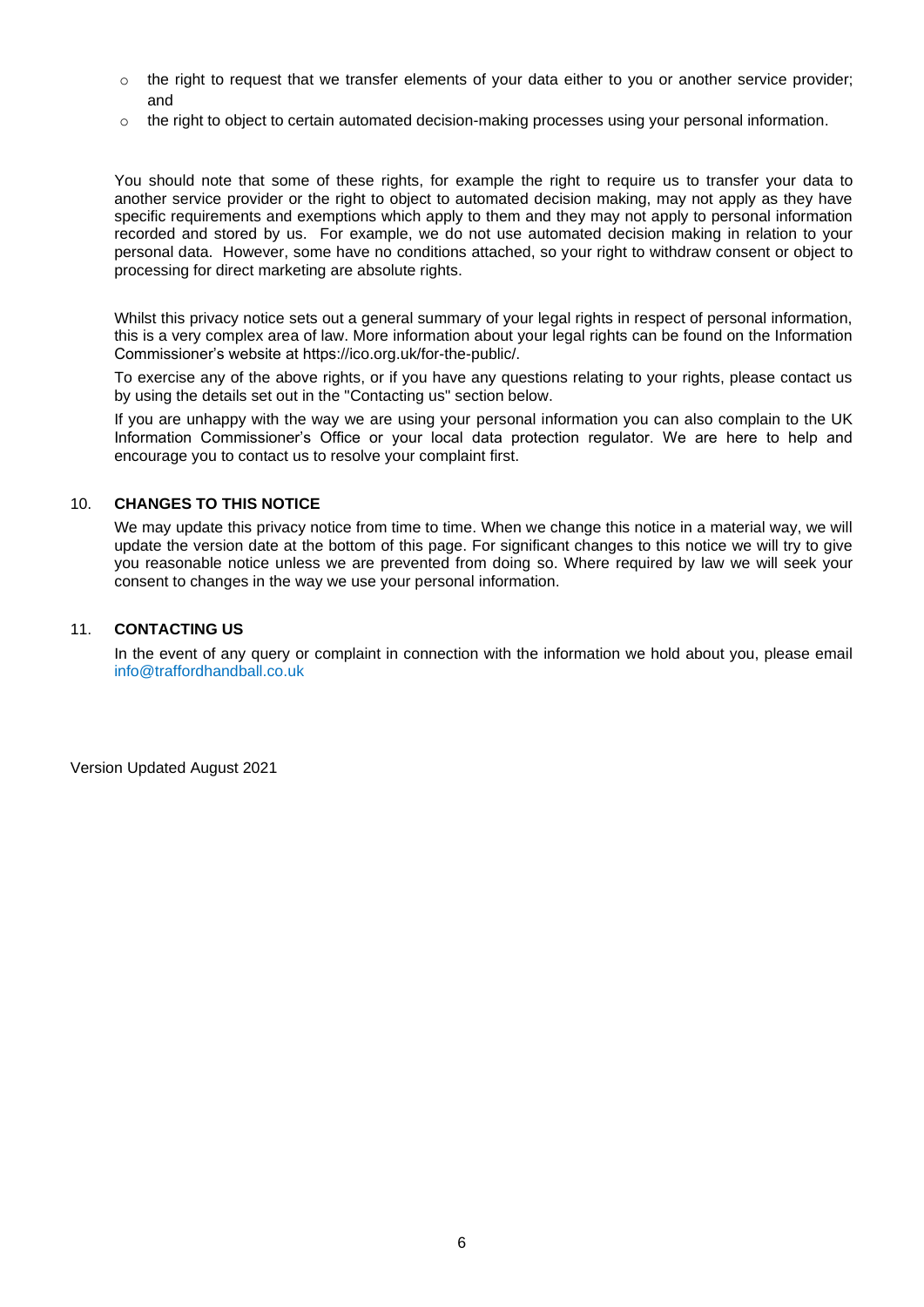- the right to request that we transfer elements of your data either to you or another service provider; and
- the right to object to certain automated decision-making processes using your personal information.

You should note that some of these rights, for example the right to require us to transfer your data to another service provider or the right to object to automated decision making, may not apply as they have specific requirements and exemptions which apply to them and they may not apply to personal information recorded and stored by us. For example, we do not use automated decision making in relation to your personal data. However, some have no conditions attached, so your right to withdraw consent or object to processing for direct marketing are absolute rights.

Whilst this privacy notice sets out a general summary of your legal rights in respect of personal information, this is a very complex area of law. More information about your legal rights can be found on the Information Commissioner's website at https://ico.org.uk/for-the-public/.

To exercise any of the above rights, or if you have any questions relating to your rights, please contact us by using the details set out in the "Contacting us" section below.

If you are unhappy with the way we are using your personal information you can also complain to the UK Information Commissioner's Office or your local data protection regulator. We are here to help and encourage you to contact us to resolve your complaint first.

## 10. CHANGES TO THIS NOTICE

We may update this privacy notice from time to time. When we change this notice in a material way, we will update the version date at the bottom of this page. For significant changes to this notice we will try to give you reasonable notice unless we are prevented from doing so. Where required by law we will seek your consent to changes in the way we use your personal information.

## 11. CONTACTING US

In the event of any query or complaint in connection with the information we hold about you, please email info@traffordhandball.co.uk

Version Updated August 2021